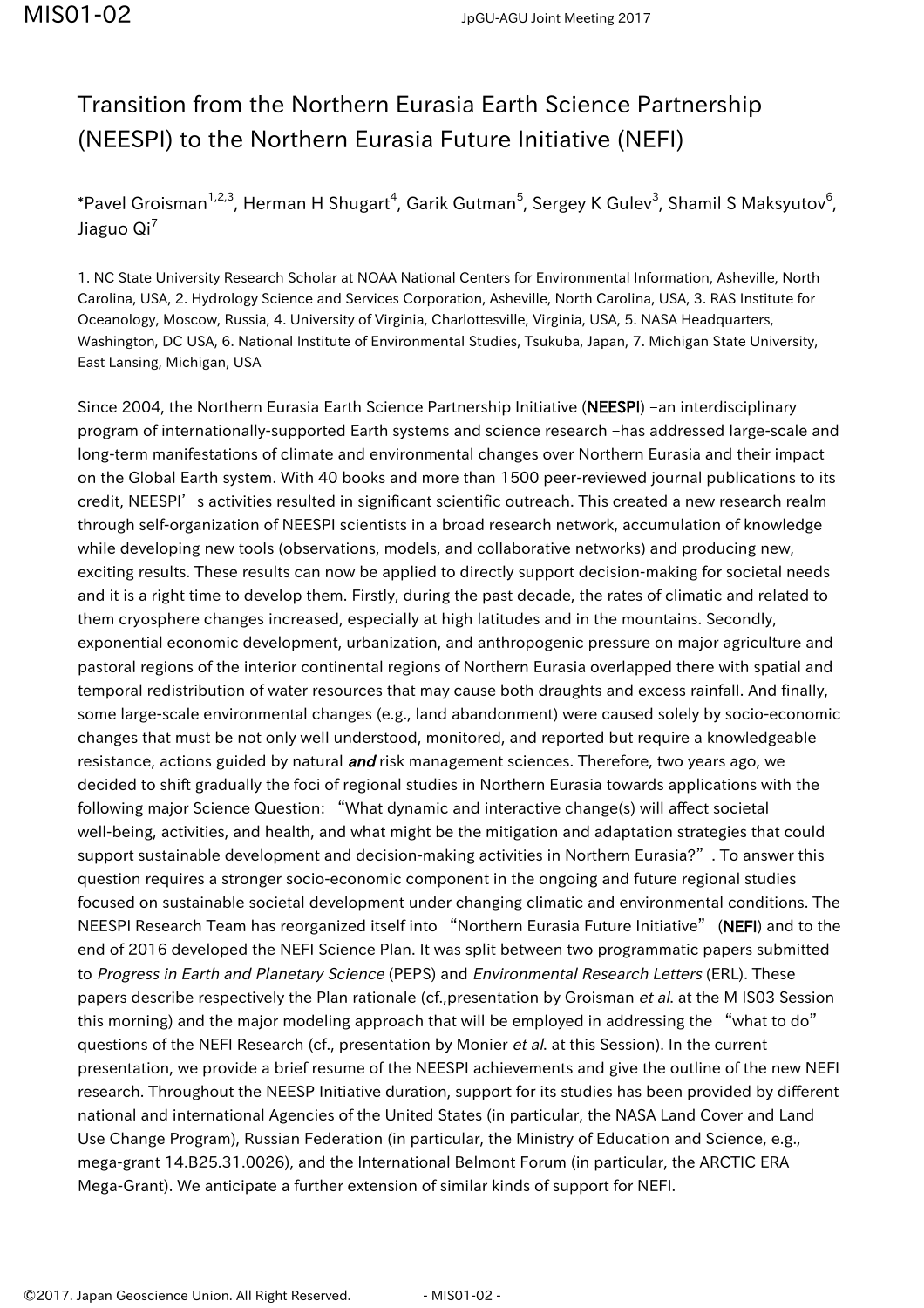# Transition from the Northern Eurasia Earth Science Partnership (NEESPI) to the Northern Eurasia Future Initiative (NEFI)

*Pavel Groisman[1,2,3], Herman H Shugart[4], Garik Gutman[5], Sergey K Gulev[3], Shamil S Maksyutov[6], Jiaguo Qi[7]

1. NC State University Research Scholar at NOAA National Centers for Environmental Information, Asheville, North Carolina, USA, 2. Hydrology Science and Services Corporation, Asheville, North Carolina, USA, 3. RAS Institute for Oceanology, Moscow, Russia, 4. University of Virginia, Charlottesville, Virginia, USA, 5. NASA Headquarters, Washington, DC USA, 6. National Institute of Environmental Studies, Tsukuba, Japan, 7. Michigan State University, East Lansing, Michigan, USA

Since 2004, the Northern Eurasia Earth Science Partnership Initiative (**NEESPI**) –an interdisciplinary program of internationally-supported Earth systems and science research –has addressed large-scale and long-term manifestations of climate and environmental changes over Northern Eurasia and their impact on the Global Earth system. With 40 books and more than 1500 peer-reviewed journal publications to its credit, NEESPI's activities resulted in significant scientific outreach. This created a new research realm through self-organization of NEESPI scientists in a broad research network, accumulation of knowledge while developing new tools (observations, models, and collaborative networks) and producing new, exciting results. These results can now be applied to directly support decision-making for societal needs and it is a right time to develop them. Firstly, during the past decade, the rates of climatic and related to them cryosphere changes increased, especially at high latitudes and in the mountains. Secondly, exponential economic development, urbanization, and anthropogenic pressure on major agriculture and pastoral regions of the interior continental regions of Northern Eurasia overlapped there with spatial and temporal redistribution of water resources that may cause both draughts and excess rainfall. And finally, some large-scale environmental changes (e.g., land abandonment) were caused solely by socio-economic changes that must be not only well understood, monitored, and reported but require a knowledgeable resistance, actions guided by natural ***and*** risk management sciences. Therefore, two years ago, we decided to shift gradually the foci of regional studies in Northern Eurasia towards applications with the following major Science Question: "What dynamic and interactive change(s) will affect societal well-being, activities, and health, and what might be the mitigation and adaptation strategies that could support sustainable development and decision-making activities in Northern Eurasia?". To answer this question requires a stronger socio-economic component in the ongoing and future regional studies focused on sustainable societal development under changing climatic and environmental conditions. The NEESPI Research Team has reorganized itself into "Northern Eurasia Future Initiative" (**NEFI**) and to the end of 2016 developed the NEFI Science Plan. It was split between two programmatic papers submitted to *Progress in Earth and Planetary Science* (PEPS) and *Environmental Research Letters* (ERL). These papers describe respectively the Plan rationale (cf.,presentation by Groisman *et al.* at the M IS03 Session this morning) and the major modeling approach that will be employed in addressing the "what to do" questions of the NEFI Research (cf., presentation by Monier *et al.* at this Session). In the current presentation, we provide a brief resume of the NEESPI achievements and give the outline of the new NEFI research. Throughout the NEESP Initiative duration, support for its studies has been provided by different national and international Agencies of the United States (in particular, the NASA Land Cover and Land Use Change Program), Russian Federation (in particular, the Ministry of Education and Science, e.g., mega-grant 14.B25.31.0026), and the International Belmont Forum (in particular, the ARCTIC ERA Mega-Grant). We anticipate a further extension of similar kinds of support for NEFI.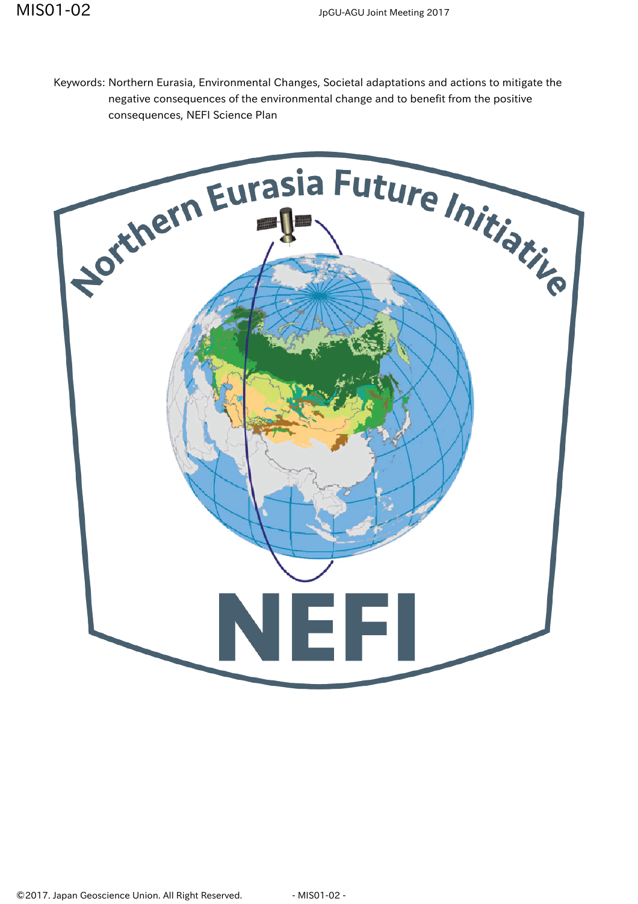Keywords: Northern Eurasia, Environmental Changes, Societal adaptations and actions to mitigate the negative consequences of the environmental change and to benefit from the positive consequences, NEFI Science Plan